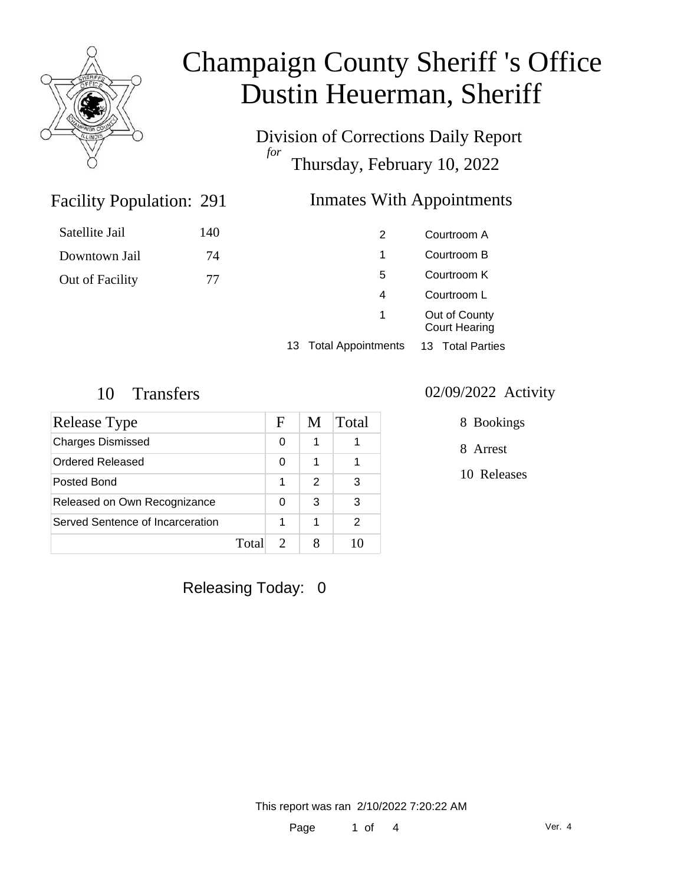# Champaign County Sheriff 's Office
# Dustin Heuerman, Sheriff

Division of Corrections Daily Report
*for*
Thursday, February 10, 2022

## Facility Population: 291

| | |
|---|---|
| Satellite Jail | 140 |
| Downtown Jail | 74 |
| Out of Facility | 77 |

## Inmates With Appointments

| | |
|---|---|
| 2 | Courtroom A |
| 1 | Courtroom B |
| 5 | Courtroom K |
| 4 | Courtroom L |
| 1 | Out of County Court Hearing |

13 Total Appointments 13 Total Parties

## 10 Transfers

| Release Type | F | M | Total |
|---|---|---|---|
| Charges Dismissed | 0 | 1 | 1 |
| Ordered Released | 0 | 1 | 1 |
| Posted Bond | 1 | 2 | 3 |
| Released on Own Recognizance | 0 | 3 | 3 |
| Served Sentence of Incarceration | 1 | 1 | 2 |
| Total | 2 | 8 | 10 |

## 02/09/2022 Activity

8 Bookings

8 Arrest

10 Releases

Releasing Today: 0

This report was ran 2/10/2022 7:20:22 AM

Ver. 4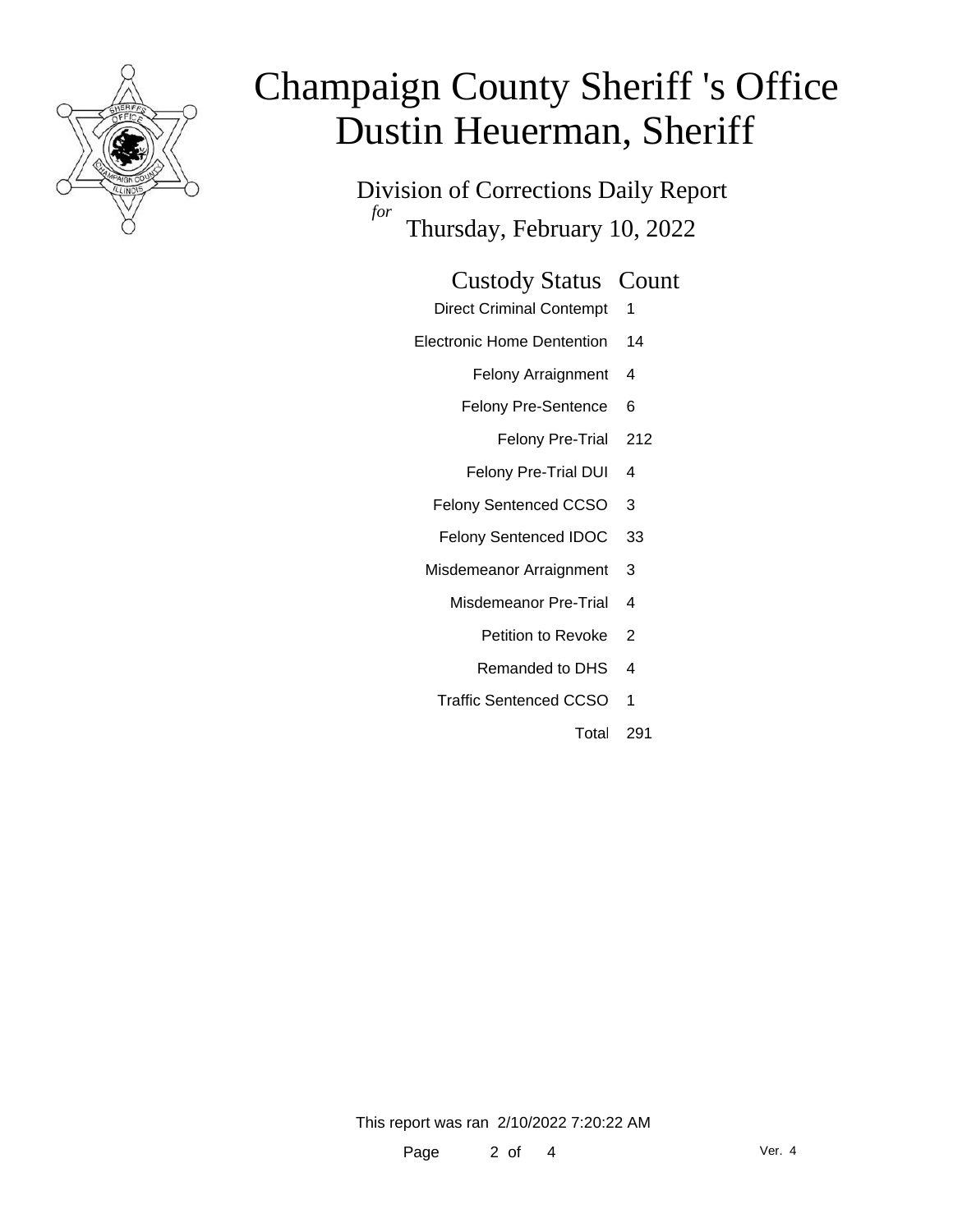# Champaign County Sheriff 's Office
# Dustin Heuerman, Sheriff

Division of Corrections Daily Report

*for*

Thursday, February 10, 2022

| Custody Status | Count |
|---|---|
| Direct Criminal Contempt | 1 |
| Electronic Home Dentention | 14 |
| Felony Arraignment | 4 |
| Felony Pre-Sentence | 6 |
| Felony Pre-Trial | 212 |
| Felony Pre-Trial DUI | 4 |
| Felony Sentenced CCSO | 3 |
| Felony Sentenced IDOC | 33 |
| Misdemeanor Arraignment | 3 |
| Misdemeanor Pre-Trial | 4 |
| Petition to Revoke | 2 |
| Remanded to DHS | 4 |
| Traffic Sentenced CCSO | 1 |
| Total | 291 |

This report was ran 2/10/2022 7:20:22 AM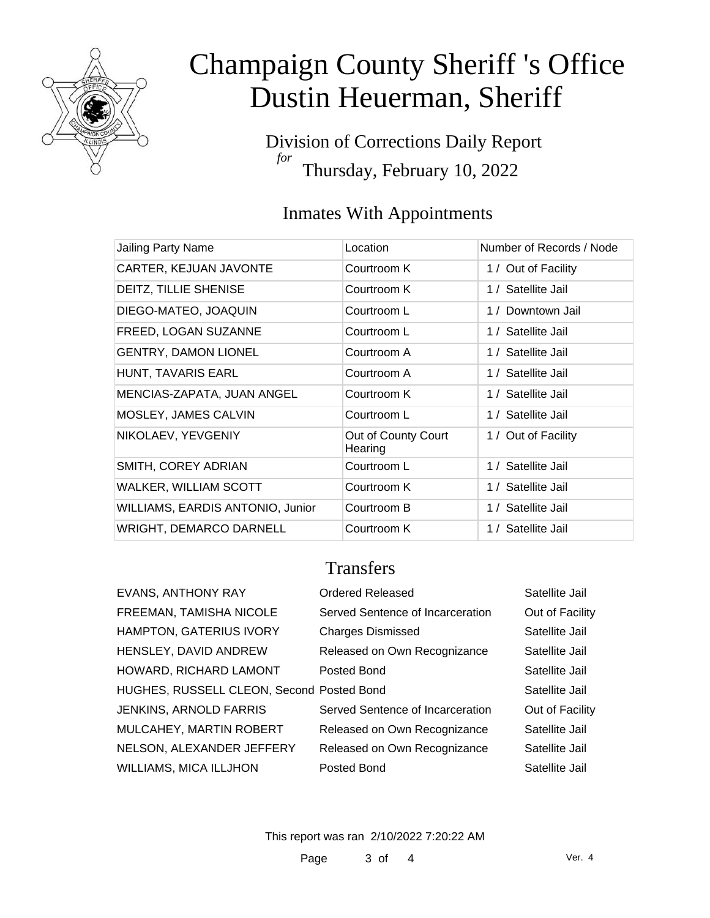# Champaign County Sheriff 's Office
# Dustin Heuerman, Sheriff

Division of Corrections Daily Report
*for*
Thursday, February 10, 2022

## Inmates With Appointments

| Jailing Party Name | Location | Number of Records / Node |
|---|---|---|
| CARTER, KEJUAN JAVONTE | Courtroom K | 1 / Out of Facility |
| DEITZ, TILLIE SHENISE | Courtroom K | 1 / Satellite Jail |
| DIEGO-MATEO, JOAQUIN | Courtroom L | 1 / Downtown Jail |
| FREED, LOGAN SUZANNE | Courtroom L | 1 / Satellite Jail |
| GENTRY, DAMON LIONEL | Courtroom A | 1 / Satellite Jail |
| HUNT, TAVARIS EARL | Courtroom A | 1 / Satellite Jail |
| MENCIAS-ZAPATA, JUAN ANGEL | Courtroom K | 1 / Satellite Jail |
| MOSLEY, JAMES CALVIN | Courtroom L | 1 / Satellite Jail |
| NIKOLAEV, YEVGENIY | Out of County Court Hearing | 1 / Out of Facility |
| SMITH, COREY ADRIAN | Courtroom L | 1 / Satellite Jail |
| WALKER, WILLIAM SCOTT | Courtroom K | 1 / Satellite Jail |
| WILLIAMS, EARDIS ANTONIO, Junior | Courtroom B | 1 / Satellite Jail |
| WRIGHT, DEMARCO DARNELL | Courtroom K | 1 / Satellite Jail |

## Transfers

| | | |
|---|---|---|
| EVANS, ANTHONY RAY | Ordered Released | Satellite Jail |
| FREEMAN, TAMISHA NICOLE | Served Sentence of Incarceration | Out of Facility |
| HAMPTON, GATERIUS IVORY | Charges Dismissed | Satellite Jail |
| HENSLEY, DAVID ANDREW | Released on Own Recognizance | Satellite Jail |
| HOWARD, RICHARD LAMONT | Posted Bond | Satellite Jail |
| HUGHES, RUSSELL CLEON, Second | Posted Bond | Satellite Jail |
| JENKINS, ARNOLD FARRIS | Served Sentence of Incarceration | Out of Facility |
| MULCAHEY, MARTIN ROBERT | Released on Own Recognizance | Satellite Jail |
| NELSON, ALEXANDER JEFFERY | Released on Own Recognizance | Satellite Jail |
| WILLIAMS, MICA ILLJHON | Posted Bond | Satellite Jail |

This report was ran 2/10/2022 7:20:22 AM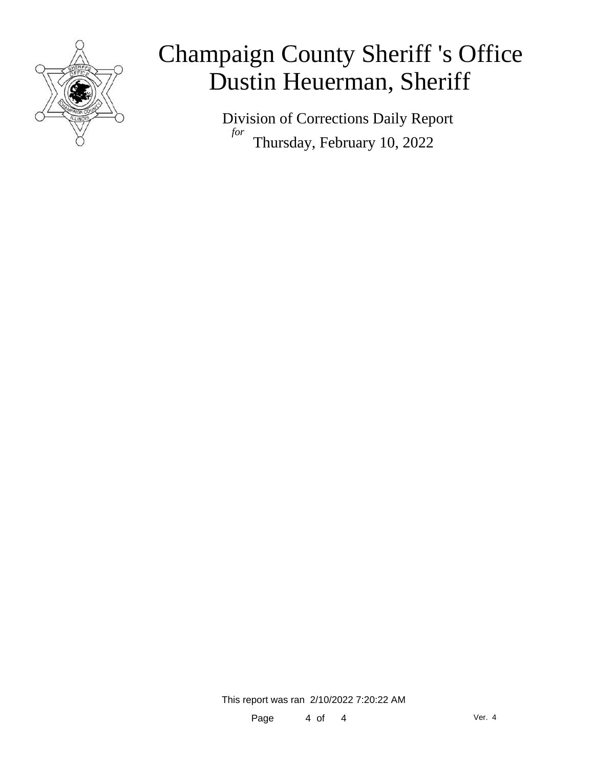# Champaign County Sheriff 's Office
# Dustin Heuerman, Sheriff

Division of Corrections Daily Report

*for* Thursday, February 10, 2022

This report was ran 2/10/2022 7:20:22 AM